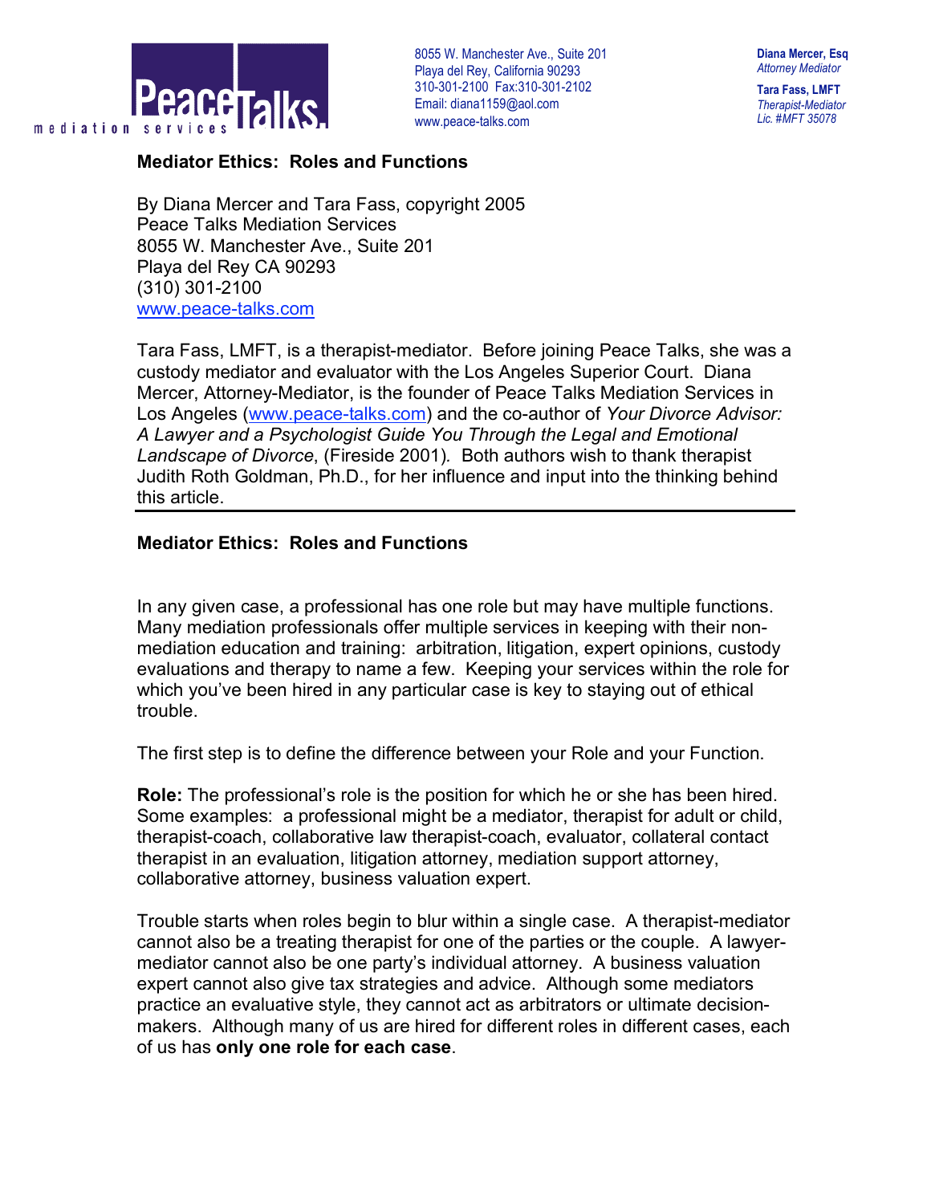PeaceTalks mediation services

8055 W. Manchester Ave., Suite 201
Playa del Rey, California 90293
310-301-2100 Fax:310-301-2102
Email: diana1159@aol.com
www.peace-talks.com

**Diana Mercer, Esq**
*Attorney Mediator*

**Tara Fass, LMFT**
*Therapist-Mediator*
*Lic. #MFT 35078*

**Mediator Ethics: Roles and Functions**

By Diana Mercer and Tara Fass, copyright 2005
Peace Talks Mediation Services
8055 W. Manchester Ave., Suite 201
Playa del Rey CA 90293
(310) 301-2100
www.peace-talks.com

Tara Fass, LMFT, is a therapist-mediator. Before joining Peace Talks, she was a custody mediator and evaluator with the Los Angeles Superior Court. Diana Mercer, Attorney-Mediator, is the founder of Peace Talks Mediation Services in Los Angeles (www.peace-talks.com) and the co-author of *Your Divorce Advisor: A Lawyer and a Psychologist Guide You Through the Legal and Emotional Landscape of Divorce*, (Fireside 2001). Both authors wish to thank therapist Judith Roth Goldman, Ph.D., for her influence and input into the thinking behind this article.

---

## Mediator Ethics: Roles and Functions

In any given case, a professional has one role but may have multiple functions. Many mediation professionals offer multiple services in keeping with their non-mediation education and training: arbitration, litigation, expert opinions, custody evaluations and therapy to name a few. Keeping your services within the role for which you've been hired in any particular case is key to staying out of ethical trouble.

The first step is to define the difference between your Role and your Function.

**Role:** The professional's role is the position for which he or she has been hired. Some examples: a professional might be a mediator, therapist for adult or child, therapist-coach, collaborative law therapist-coach, evaluator, collateral contact therapist in an evaluation, litigation attorney, mediation support attorney, collaborative attorney, business valuation expert.

Trouble starts when roles begin to blur within a single case. A therapist-mediator cannot also be a treating therapist for one of the parties or the couple. A lawyer-mediator cannot also be one party's individual attorney. A business valuation expert cannot also give tax strategies and advice. Although some mediators practice an evaluative style, they cannot act as arbitrators or ultimate decision-makers. Although many of us are hired for different roles in different cases, each of us has **only one role for each case**.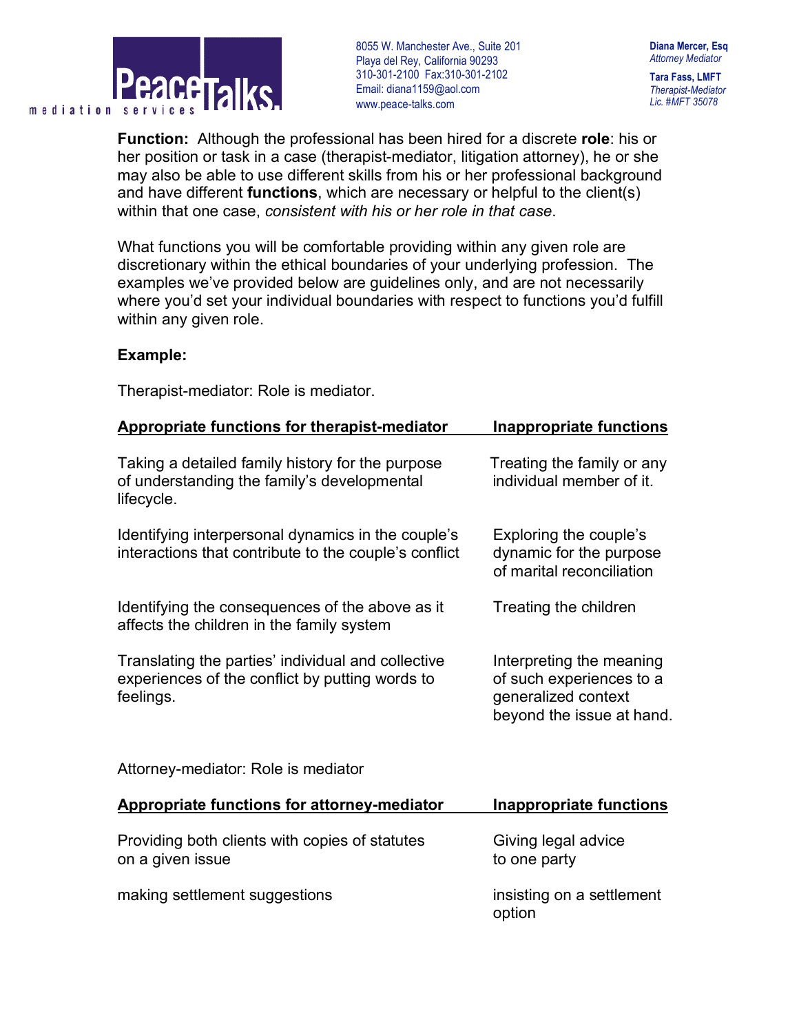**Function:** Although the professional has been hired for a discrete **role**: his or her position or task in a case (therapist-mediator, litigation attorney), he or she may also be able to use different skills from his or her professional background and have different **functions**, which are necessary or helpful to the client(s) within that one case, *consistent with his or her role in that case*.

What functions you will be comfortable providing within any given role are discretionary within the ethical boundaries of your underlying profession. The examples we've provided below are guidelines only, and are not necessarily where you'd set your individual boundaries with respect to functions you'd fulfill within any given role.

**Example:**

Therapist-mediator: Role is mediator.

| Appropriate functions for therapist-mediator | Inappropriate functions |
|---|---|
| Taking a detailed family history for the purpose of understanding the family's developmental lifecycle. | Treating the family or any individual member of it. |
| Identifying interpersonal dynamics in the couple's interactions that contribute to the couple's conflict | Exploring the couple's dynamic for the purpose of marital reconciliation |
| Identifying the consequences of the above as it affects the children in the family system | Treating the children |
| Translating the parties' individual and collective experiences of the conflict by putting words to feelings. | Interpreting the meaning of such experiences to a generalized context beyond the issue at hand. |

Attorney-mediator: Role is mediator

| Appropriate functions for attorney-mediator | Inappropriate functions |
|---|---|
| Providing both clients with copies of statutes on a given issue | Giving legal advice to one party |
| making settlement suggestions | insisting on a settlement option |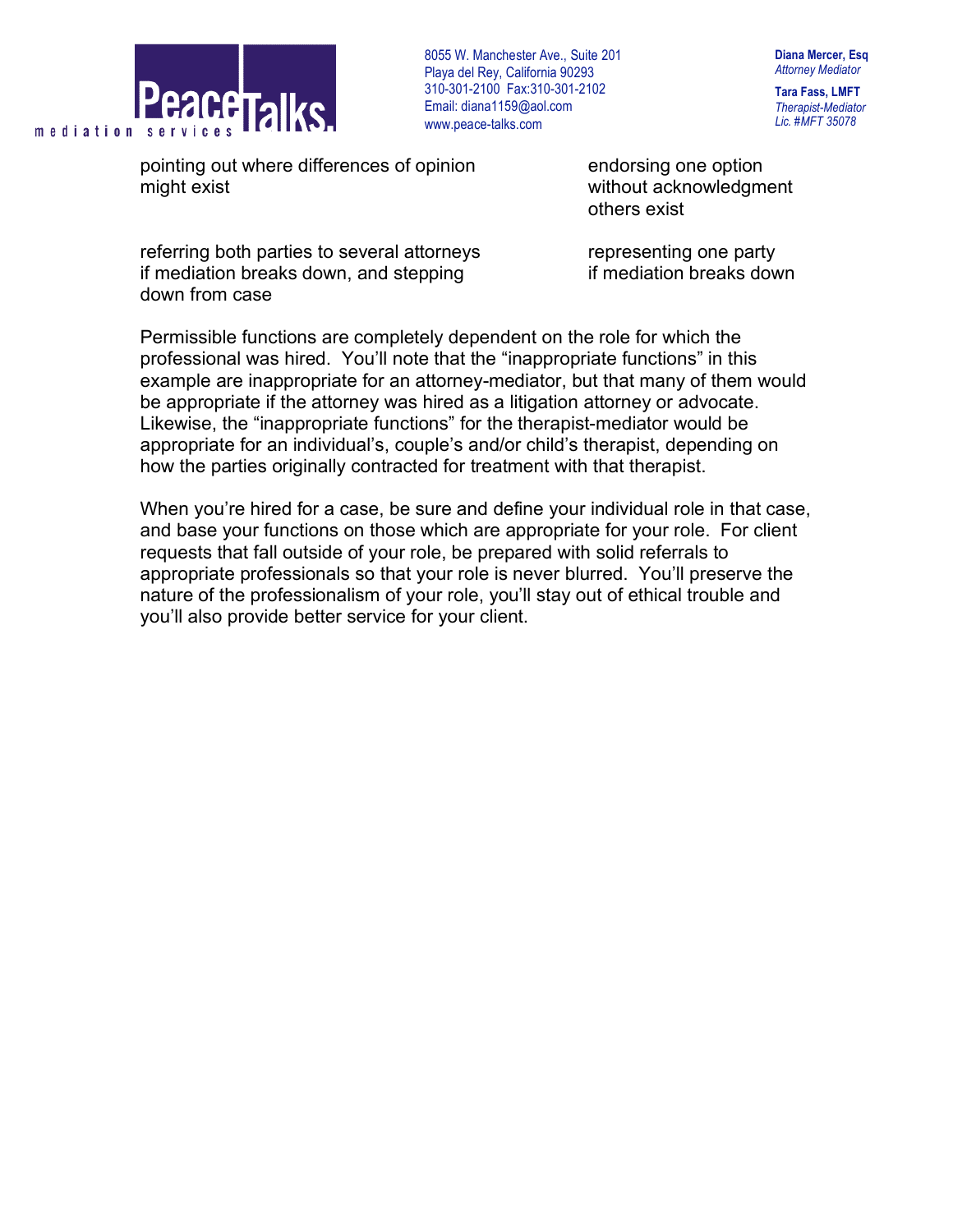| | |
|---|---|
| pointing out where differences of opinion might exist | endorsing one option without acknowledgment others exist |
| referring both parties to several attorneys if mediation breaks down, and stepping down from case | representing one party if mediation breaks down |

Permissible functions are completely dependent on the role for which the professional was hired. You'll note that the "inappropriate functions" in this example are inappropriate for an attorney-mediator, but that many of them would be appropriate if the attorney was hired as a litigation attorney or advocate. Likewise, the "inappropriate functions" for the therapist-mediator would be appropriate for an individual's, couple's and/or child's therapist, depending on how the parties originally contracted for treatment with that therapist.

When you're hired for a case, be sure and define your individual role in that case, and base your functions on those which are appropriate for your role. For client requests that fall outside of your role, be prepared with solid referrals to appropriate professionals so that your role is never blurred. You'll preserve the nature of the professionalism of your role, you'll stay out of ethical trouble and you'll also provide better service for your client.